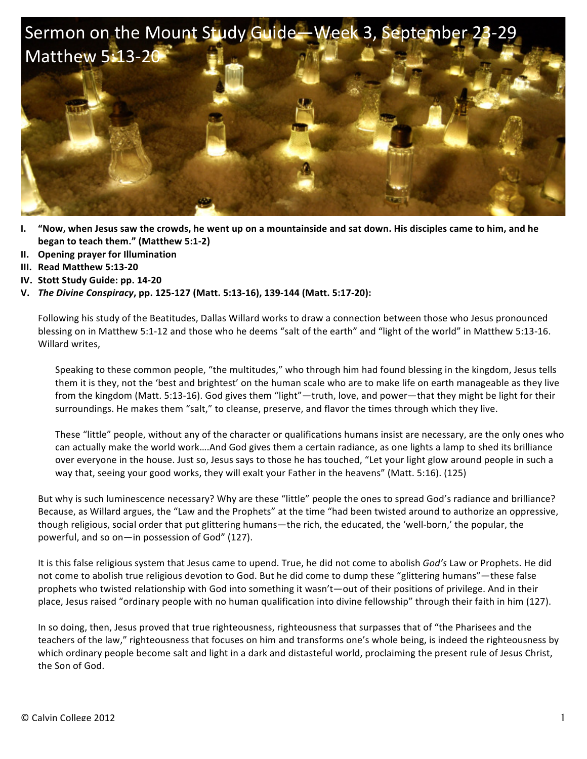# Sermon on the Mount Study Guide—Week 3, September 23-29
# Matthew 5:13-20

I. **"Now, when Jesus saw the crowds, he went up on a mountainside and sat down. His disciples came to him, and he began to teach them." (Matthew 5:1-2)**
II. **Opening prayer for Illumination**
III. **Read Matthew 5:13-20**
IV. **Stott Study Guide: pp. 14-20**
V. ***The Divine Conspiracy*, pp. 125-127 (Matt. 5:13-16), 139-144 (Matt. 5:17-20):**

Following his study of the Beatitudes, Dallas Willard works to draw a connection between those who Jesus pronounced blessing on in Matthew 5:1-12 and those who he deems "salt of the earth" and "light of the world" in Matthew 5:13-16. Willard writes,

> Speaking to these common people, "the multitudes," who through him had found blessing in the kingdom, Jesus tells them it is they, not the 'best and brightest' on the human scale who are to make life on earth manageable as they live from the kingdom (Matt. 5:13-16). God gives them "light"—truth, love, and power—that they might be light for their surroundings. He makes them "salt," to cleanse, preserve, and flavor the times through which they live.
>
> These "little" people, without any of the character or qualifications humans insist are necessary, are the only ones who can actually make the world work….And God gives them a certain radiance, as one lights a lamp to shed its brilliance over everyone in the house. Just so, Jesus says to those he has touched, "Let your light glow around people in such a way that, seeing your good works, they will exalt your Father in the heavens" (Matt. 5:16). (125)

But why is such luminescence necessary? Why are these "little" people the ones to spread God's radiance and brilliance? Because, as Willard argues, the "Law and the Prophets" at the time "had been twisted around to authorize an oppressive, though religious, social order that put glittering humans—the rich, the educated, the 'well-born,' the popular, the powerful, and so on—in possession of God" (127).

It is this false religious system that Jesus came to upend. True, he did not come to abolish *God's* Law or Prophets. He did not come to abolish true religious devotion to God. But he did come to dump these "glittering humans"—these false prophets who twisted relationship with God into something it wasn't—out of their positions of privilege. And in their place, Jesus raised "ordinary people with no human qualification into divine fellowship" through their faith in him (127).

In so doing, then, Jesus proved that true righteousness, righteousness that surpasses that of "the Pharisees and the teachers of the law," righteousness that focuses on him and transforms one's whole being, is indeed the righteousness by which ordinary people become salt and light in a dark and distasteful world, proclaiming the present rule of Jesus Christ, the Son of God.

© Calvin College 2012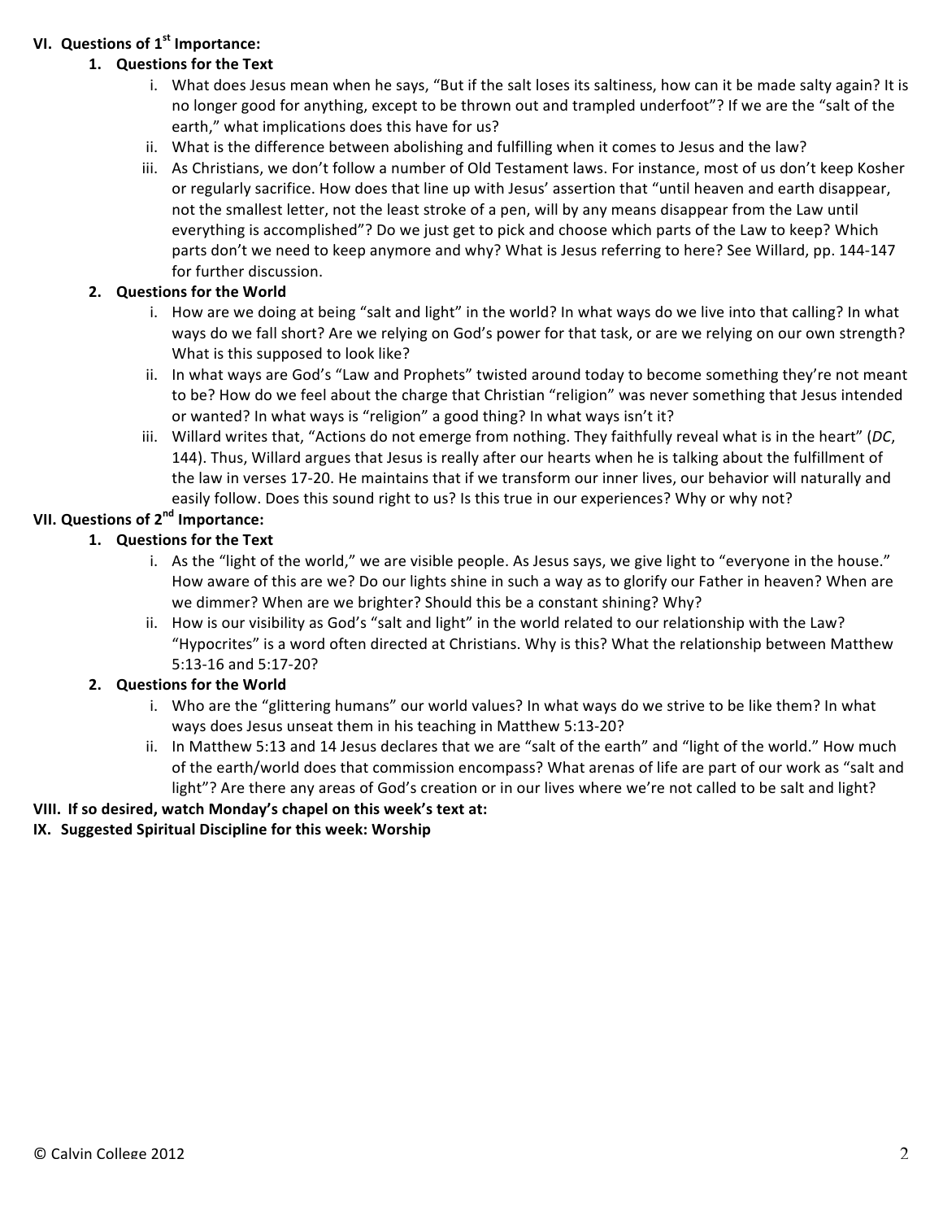## VI. Questions of 1st Importance:

### 1. Questions for the Text

i. What does Jesus mean when he says, "But if the salt loses its saltiness, how can it be made salty again? It is no longer good for anything, except to be thrown out and trampled underfoot"? If we are the "salt of the earth," what implications does this have for us?

ii. What is the difference between abolishing and fulfilling when it comes to Jesus and the law?

iii. As Christians, we don't follow a number of Old Testament laws. For instance, most of us don't keep Kosher or regularly sacrifice. How does that line up with Jesus' assertion that "until heaven and earth disappear, not the smallest letter, not the least stroke of a pen, will by any means disappear from the Law until everything is accomplished"? Do we just get to pick and choose which parts of the Law to keep? Which parts don't we need to keep anymore and why? What is Jesus referring to here? See Willard, pp. 144-147 for further discussion.

### 2. Questions for the World

i. How are we doing at being "salt and light" in the world? In what ways do we live into that calling? In what ways do we fall short? Are we relying on God's power for that task, or are we relying on our own strength? What is this supposed to look like?

ii. In what ways are God's "Law and Prophets" twisted around today to become something they're not meant to be? How do we feel about the charge that Christian "religion" was never something that Jesus intended or wanted? In what ways is "religion" a good thing? In what ways isn't it?

iii. Willard writes that, "Actions do not emerge from nothing. They faithfully reveal what is in the heart" (*DC*, 144). Thus, Willard argues that Jesus is really after our hearts when he is talking about the fulfillment of the law in verses 17-20. He maintains that if we transform our inner lives, our behavior will naturally and easily follow. Does this sound right to us? Is this true in our experiences? Why or why not?

## VII. Questions of 2nd Importance:

### 1. Questions for the Text

i. As the "light of the world," we are visible people. As Jesus says, we give light to "everyone in the house." How aware of this are we? Do our lights shine in such a way as to glorify our Father in heaven? When are we dimmer? When are we brighter? Should this be a constant shining? Why?

ii. How is our visibility as God's "salt and light" in the world related to our relationship with the Law? "Hypocrites" is a word often directed at Christians. Why is this? What the relationship between Matthew 5:13-16 and 5:17-20?

### 2. Questions for the World

i. Who are the "glittering humans" our world values? In what ways do we strive to be like them? In what ways does Jesus unseat them in his teaching in Matthew 5:13-20?

ii. In Matthew 5:13 and 14 Jesus declares that we are "salt of the earth" and "light of the world." How much of the earth/world does that commission encompass? What arenas of life are part of our work as "salt and light"? Are there any areas of God's creation or in our lives where we're not called to be salt and light?

## VIII. If so desired, watch Monday's chapel on this week's text at:

## IX. Suggested Spiritual Discipline for this week: Worship

© Calvin College 2012